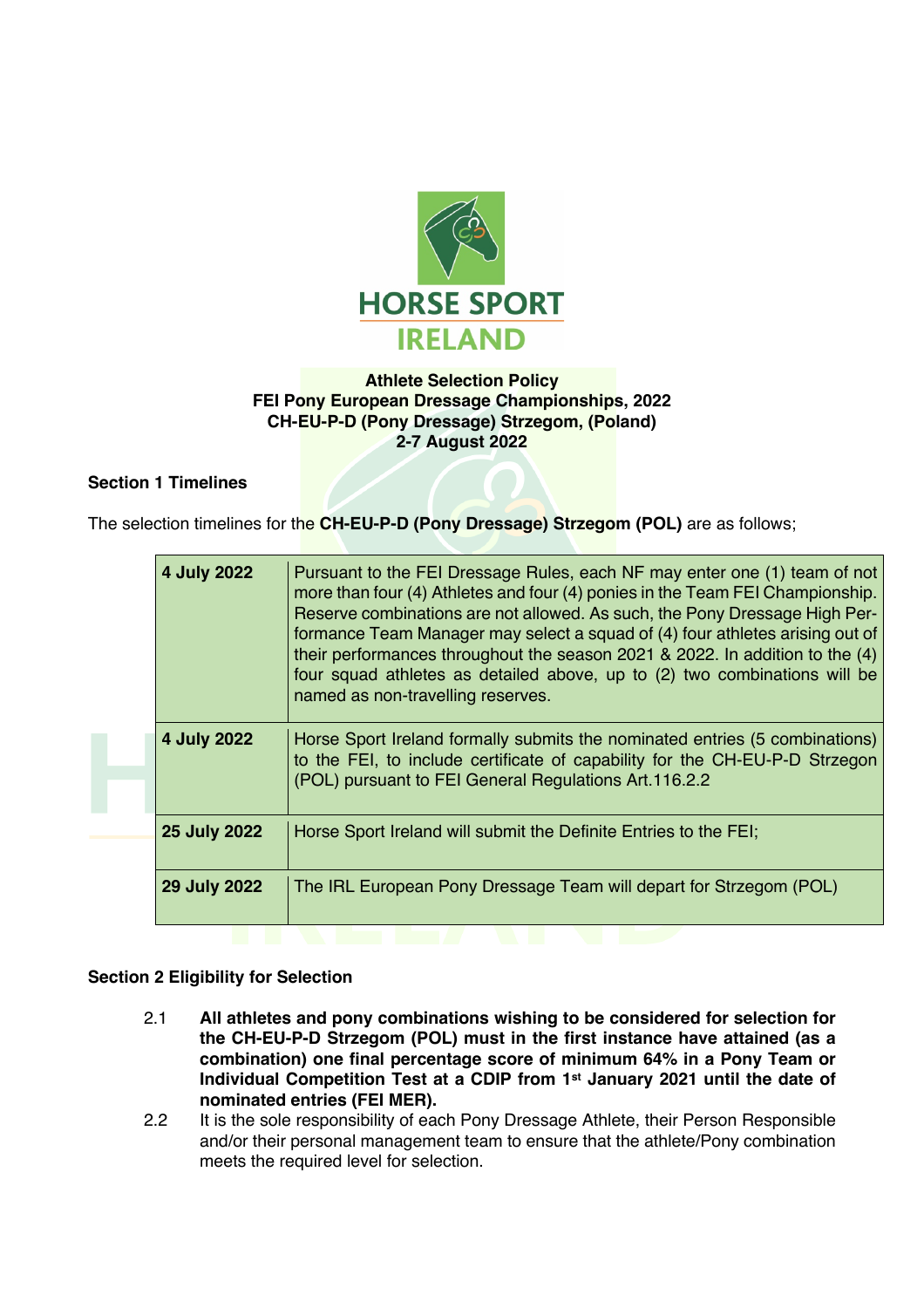**Athlete Selection Policy**
**FEI Pony European Dressage Championships, 2022**
**CH-EU-P-D (Pony Dressage) Strzegom, (Poland)**
**2-7 August 2022**

## Section 1 Timelines

The selection timelines for the **CH-EU-P-D (Pony Dressage) Strzegom (POL)** are as follows;

| | |
|---|---|
| **4 July 2022** | Pursuant to the FEI Dressage Rules, each NF may enter one (1) team of not more than four (4) Athletes and four (4) ponies in the Team FEI Championship. Reserve combinations are not allowed. As such, the Pony Dressage High Performance Team Manager may select a squad of (4) four athletes arising out of their performances throughout the season 2021 & 2022. In addition to the (4) four squad athletes as detailed above, up to (2) two combinations will be named as non-travelling reserves. |
| **4 July 2022** | Horse Sport Ireland formally submits the nominated entries (5 combinations) to the FEI, to include certificate of capability for the CH-EU-P-D Strzegon (POL) pursuant to FEI General Regulations Art.116.2.2 |
| **25 July 2022** | Horse Sport Ireland will submit the Definite Entries to the FEI; |
| **29 July 2022** | The IRL European Pony Dressage Team will depart for Strzegom (POL) |

## Section 2 Eligibility for Selection

2.1 **All athletes and pony combinations wishing to be considered for selection for the CH-EU-P-D Strzegom (POL) must in the first instance have attained (as a combination) one final percentage score of minimum 64% in a Pony Team or Individual Competition Test at a CDIP from 1st January 2021 until the date of nominated entries (FEI MER).**

2.2 It is the sole responsibility of each Pony Dressage Athlete, their Person Responsible and/or their personal management team to ensure that the athlete/Pony combination meets the required level for selection.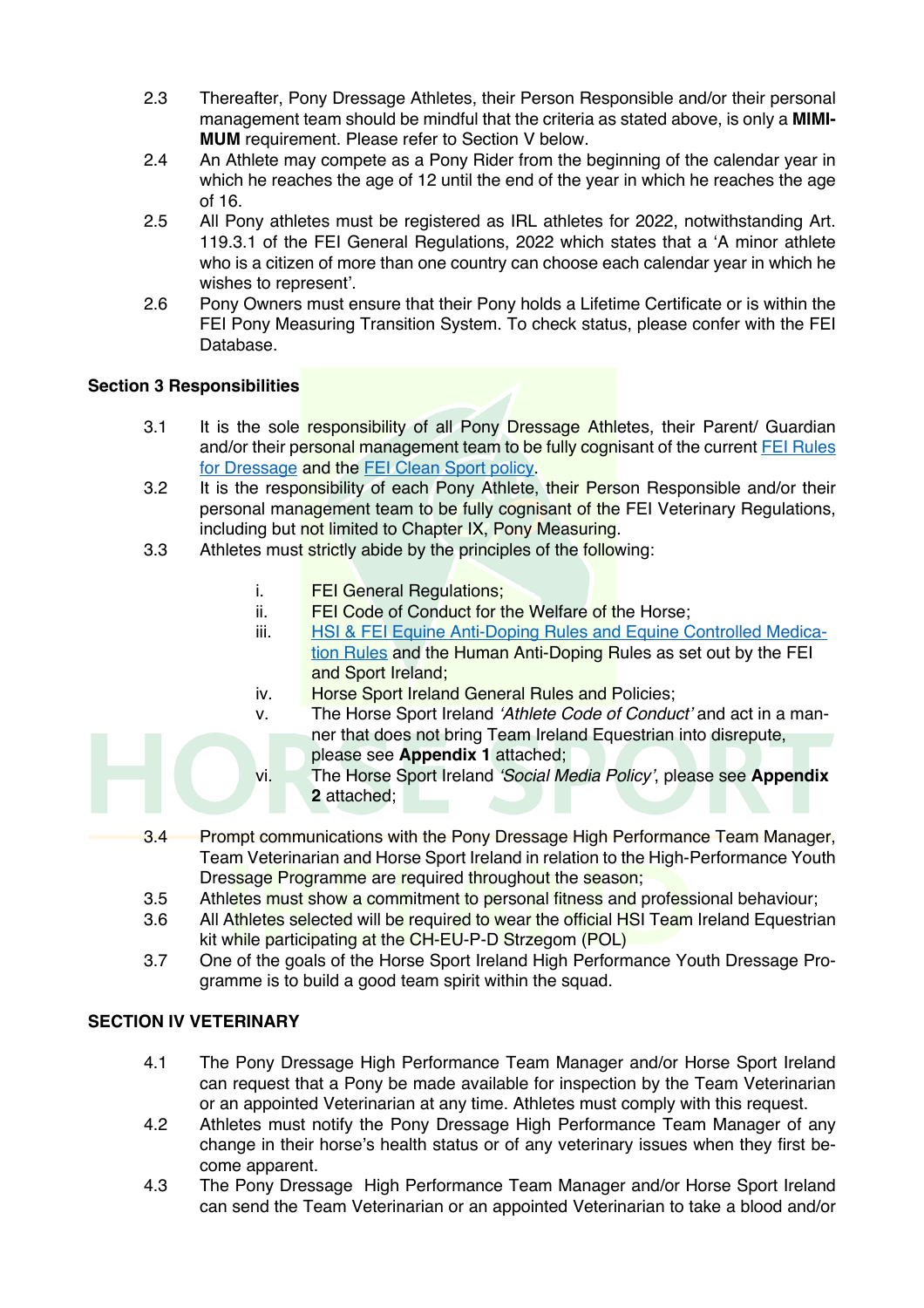2.3 Thereafter, Pony Dressage Athletes, their Person Responsible and/or their personal management team should be mindful that the criteria as stated above, is only a **MIMI-MUM** requirement. Please refer to Section V below.

2.4 An Athlete may compete as a Pony Rider from the beginning of the calendar year in which he reaches the age of 12 until the end of the year in which he reaches the age of 16.

2.5 All Pony athletes must be registered as IRL athletes for 2022, notwithstanding Art. 119.3.1 of the FEI General Regulations, 2022 which states that a 'A minor athlete who is a citizen of more than one country can choose each calendar year in which he wishes to represent'.

2.6 Pony Owners must ensure that their Pony holds a Lifetime Certificate or is within the FEI Pony Measuring Transition System. To check status, please confer with the FEI Database.

## Section 3 Responsibilities

3.1 It is the sole responsibility of all Pony Dressage Athletes, their Parent/ Guardian and/or their personal management team to be fully cognisant of the current FEI Rules for Dressage and the FEI Clean Sport policy.

3.2 It is the responsibility of each Pony Athlete, their Person Responsible and/or their personal management team to be fully cognisant of the FEI Veterinary Regulations, including but not limited to Chapter IX, Pony Measuring.

3.3 Athletes must strictly abide by the principles of the following:

   i. FEI General Regulations;
   ii. FEI Code of Conduct for the Welfare of the Horse;
   iii. HSI & FEI Equine Anti-Doping Rules and Equine Controlled Medication Rules and the Human Anti-Doping Rules as set out by the FEI and Sport Ireland;
   iv. Horse Sport Ireland General Rules and Policies;
   v. The Horse Sport Ireland *'Athlete Code of Conduct'* and act in a manner that does not bring Team Ireland Equestrian into disrepute, please see **Appendix 1** attached;
   vi. The Horse Sport Ireland *'Social Media Policy'*, please see **Appendix 2** attached;

3.4 Prompt communications with the Pony Dressage High Performance Team Manager, Team Veterinarian and Horse Sport Ireland in relation to the High-Performance Youth Dressage Programme are required throughout the season;

3.5 Athletes must show a commitment to personal fitness and professional behaviour;

3.6 All Athletes selected will be required to wear the official HSI Team Ireland Equestrian kit while participating at the CH-EU-P-D Strzegom (POL)

3.7 One of the goals of the Horse Sport Ireland High Performance Youth Dressage Programme is to build a good team spirit within the squad.

## SECTION IV VETERINARY

4.1 The Pony Dressage High Performance Team Manager and/or Horse Sport Ireland can request that a Pony be made available for inspection by the Team Veterinarian or an appointed Veterinarian at any time. Athletes must comply with this request.

4.2 Athletes must notify the Pony Dressage High Performance Team Manager of any change in their horse's health status or of any veterinary issues when they first become apparent.

4.3 The Pony Dressage High Performance Team Manager and/or Horse Sport Ireland can send the Team Veterinarian or an appointed Veterinarian to take a blood and/or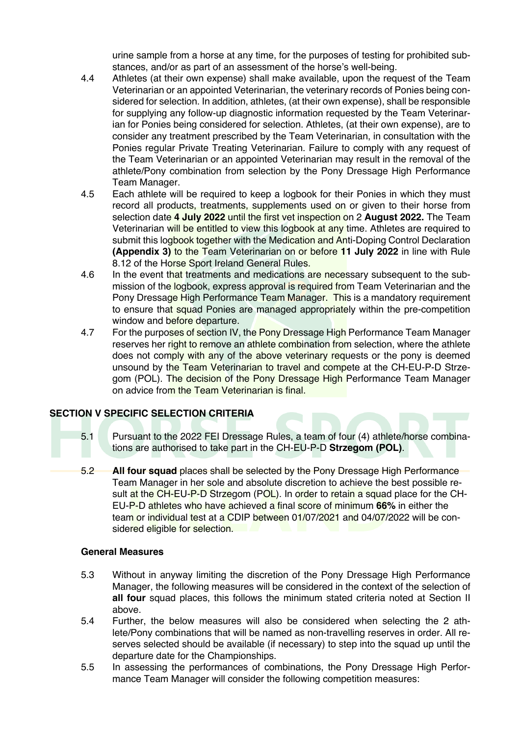urine sample from a horse at any time, for the purposes of testing for prohibited substances, and/or as part of an assessment of the horse's well-being.

4.4 Athletes (at their own expense) shall make available, upon the request of the Team Veterinarian or an appointed Veterinarian, the veterinary records of Ponies being considered for selection. In addition, athletes, (at their own expense), shall be responsible for supplying any follow-up diagnostic information requested by the Team Veterinarian for Ponies being considered for selection. Athletes, (at their own expense), are to consider any treatment prescribed by the Team Veterinarian, in consultation with the Ponies regular Private Treating Veterinarian. Failure to comply with any request of the Team Veterinarian or an appointed Veterinarian may result in the removal of the athlete/Pony combination from selection by the Pony Dressage High Performance Team Manager.

4.5 Each athlete will be required to keep a logbook for their Ponies in which they must record all products, treatments, supplements used on or given to their horse from selection date **4 July 2022** until the first vet inspection on 2 **August 2022.** The Team Veterinarian will be entitled to view this logbook at any time. Athletes are required to submit this logbook together with the Medication and Anti-Doping Control Declaration **(Appendix 3)** to the Team Veterinarian on or before **11 July 2022** in line with Rule 8.12 of the Horse Sport Ireland General Rules.

4.6 In the event that treatments and medications are necessary subsequent to the submission of the logbook, express approval is required from Team Veterinarian and the Pony Dressage High Performance Team Manager. This is a mandatory requirement to ensure that squad Ponies are managed appropriately within the pre-competition window and before departure.

4.7 For the purposes of section IV, the Pony Dressage High Performance Team Manager reserves her right to remove an athlete combination from selection, where the athlete does not comply with any of the above veterinary requests or the pony is deemed unsound by the Team Veterinarian to travel and compete at the CH-EU-P-D Strzegom (POL). The decision of the Pony Dressage High Performance Team Manager on advice from the Team Veterinarian is final.

## SECTION V SPECIFIC SELECTION CRITERIA

5.1 Pursuant to the 2022 FEI Dressage Rules, a team of four (4) athlete/horse combinations are authorised to take part in the CH-EU-P-D **Strzegom (POL)**.

5.2 **All four squad** places shall be selected by the Pony Dressage High Performance Team Manager in her sole and absolute discretion to achieve the best possible result at the CH-EU-P-D Strzegom (POL). In order to retain a squad place for the CH-EU-P-D athletes who have achieved a final score of minimum **66%** in either the team or individual test at a CDIP between 01/07/2021 and 04/07/2022 will be considered eligible for selection.

### General Measures

5.3 Without in anyway limiting the discretion of the Pony Dressage High Performance Manager, the following measures will be considered in the context of the selection of **all four** squad places, this follows the minimum stated criteria noted at Section II above.

5.4 Further, the below measures will also be considered when selecting the 2 athlete/Pony combinations that will be named as non-travelling reserves in order. All reserves selected should be available (if necessary) to step into the squad up until the departure date for the Championships.

5.5 In assessing the performances of combinations, the Pony Dressage High Performance Team Manager will consider the following competition measures: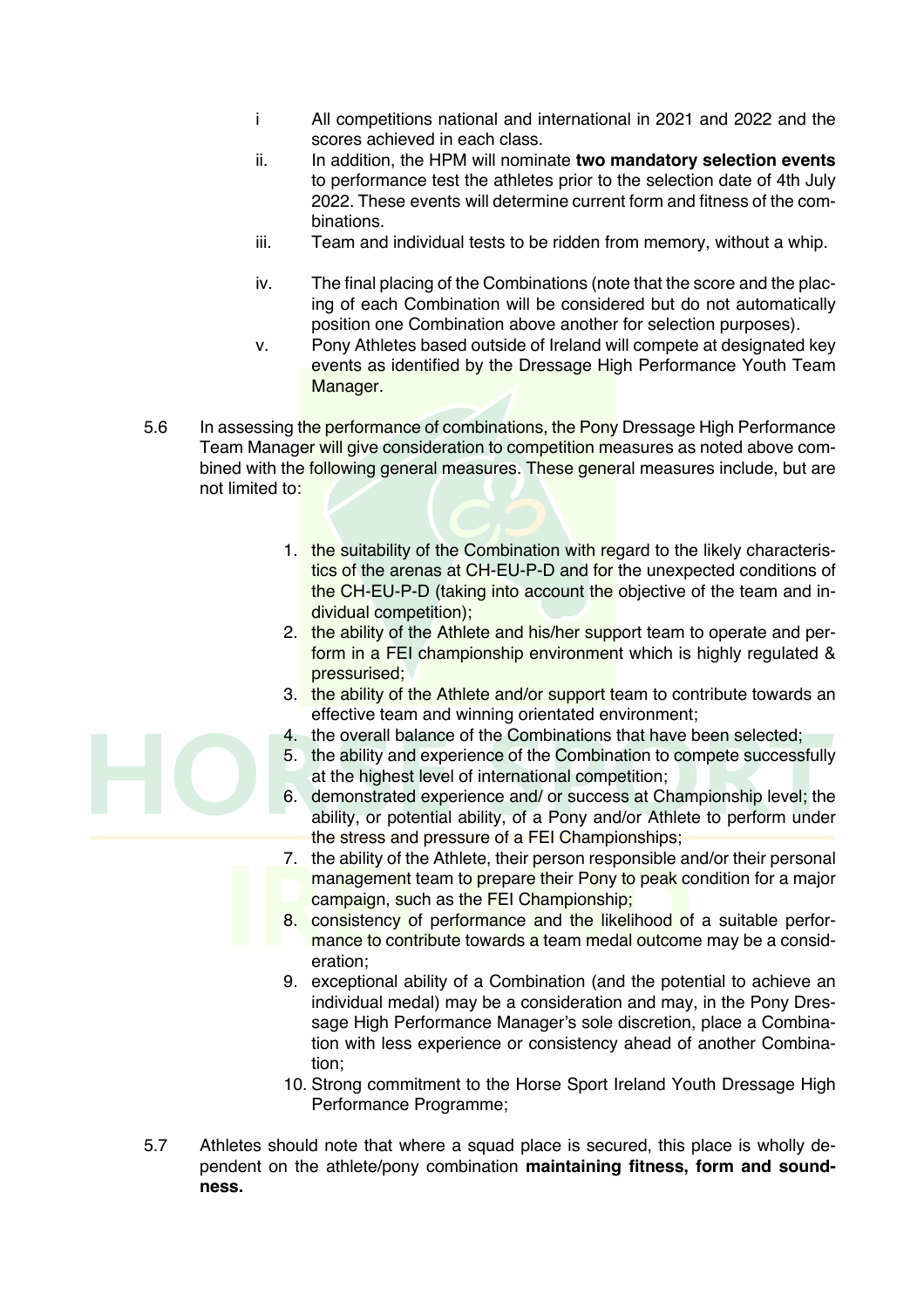i All competitions national and international in 2021 and 2022 and the scores achieved in each class.

ii. In addition, the HPM will nominate **two mandatory selection events** to performance test the athletes prior to the selection date of 4th July 2022. These events will determine current form and fitness of the combinations.

iii. Team and individual tests to be ridden from memory, without a whip.

iv. The final placing of the Combinations (note that the score and the placing of each Combination will be considered but do not automatically position one Combination above another for selection purposes).

v. Pony Athletes based outside of Ireland will compete at designated key events as identified by the Dressage High Performance Youth Team Manager.

5.6 In assessing the performance of combinations, the Pony Dressage High Performance Team Manager will give consideration to competition measures as noted above combined with the following general measures. These general measures include, but are not limited to:

1. the suitability of the Combination with regard to the likely characteristics of the arenas at CH-EU-P-D and for the unexpected conditions of the CH-EU-P-D (taking into account the objective of the team and individual competition);
2. the ability of the Athlete and his/her support team to operate and perform in a FEI championship environment which is highly regulated & pressurised;
3. the ability of the Athlete and/or support team to contribute towards an effective team and winning orientated environment;
4. the overall balance of the Combinations that have been selected;
5. the ability and experience of the Combination to compete successfully at the highest level of international competition;
6. demonstrated experience and/ or success at Championship level; the ability, or potential ability, of a Pony and/or Athlete to perform under the stress and pressure of a FEI Championships;
7. the ability of the Athlete, their person responsible and/or their personal management team to prepare their Pony to peak condition for a major campaign, such as the FEI Championship;
8. consistency of performance and the likelihood of a suitable performance to contribute towards a team medal outcome may be a consideration;
9. exceptional ability of a Combination (and the potential to achieve an individual medal) may be a consideration and may, in the Pony Dressage High Performance Manager's sole discretion, place a Combination with less experience or consistency ahead of another Combination;
10. Strong commitment to the Horse Sport Ireland Youth Dressage High Performance Programme;

5.7 Athletes should note that where a squad place is secured, this place is wholly dependent on the athlete/pony combination **maintaining fitness, form and soundness.**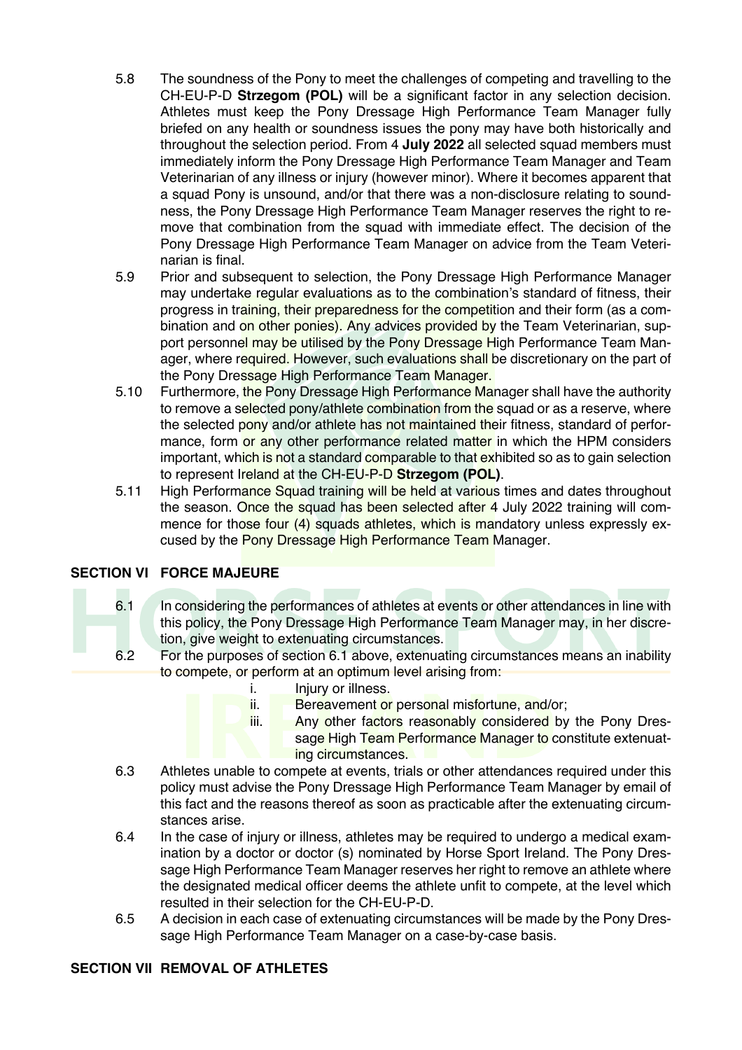5.8 The soundness of the Pony to meet the challenges of competing and travelling to the CH-EU-P-D **Strzegom (POL)** will be a significant factor in any selection decision. Athletes must keep the Pony Dressage High Performance Team Manager fully briefed on any health or soundness issues the pony may have both historically and throughout the selection period. From 4 **July 2022** all selected squad members must immediately inform the Pony Dressage High Performance Team Manager and Team Veterinarian of any illness or injury (however minor). Where it becomes apparent that a squad Pony is unsound, and/or that there was a non-disclosure relating to soundness, the Pony Dressage High Performance Team Manager reserves the right to remove that combination from the squad with immediate effect. The decision of the Pony Dressage High Performance Team Manager on advice from the Team Veterinarian is final.

5.9 Prior and subsequent to selection, the Pony Dressage High Performance Manager may undertake regular evaluations as to the combination's standard of fitness, their progress in training, their preparedness for the competition and their form (as a combination and on other ponies). Any advices provided by the Team Veterinarian, support personnel may be utilised by the Pony Dressage High Performance Team Manager, where required. However, such evaluations shall be discretionary on the part of the Pony Dressage High Performance Team Manager.

5.10 Furthermore, the Pony Dressage High Performance Manager shall have the authority to remove a selected pony/athlete combination from the squad or as a reserve, where the selected pony and/or athlete has not maintained their fitness, standard of performance, form or any other performance related matter in which the HPM considers important, which is not a standard comparable to that exhibited so as to gain selection to represent Ireland at the CH-EU-P-D **Strzegom (POL)**.

5.11 High Performance Squad training will be held at various times and dates throughout the season. Once the squad has been selected after 4 July 2022 training will commence for those four (4) squads athletes, which is mandatory unless expressly excused by the Pony Dressage High Performance Team Manager.

## SECTION VI FORCE MAJEURE

6.1 In considering the performances of athletes at events or other attendances in line with this policy, the Pony Dressage High Performance Team Manager may, in her discretion, give weight to extenuating circumstances.

6.2 For the purposes of section 6.1 above, extenuating circumstances means an inability to compete, or perform at an optimum level arising from:

i. Injury or illness.
ii. Bereavement or personal misfortune, and/or;
iii. Any other factors reasonably considered by the Pony Dressage High Team Performance Manager to constitute extenuating circumstances.

6.3 Athletes unable to compete at events, trials or other attendances required under this policy must advise the Pony Dressage High Performance Team Manager by email of this fact and the reasons thereof as soon as practicable after the extenuating circumstances arise.

6.4 In the case of injury or illness, athletes may be required to undergo a medical examination by a doctor or doctor (s) nominated by Horse Sport Ireland. The Pony Dressage High Performance Team Manager reserves her right to remove an athlete where the designated medical officer deems the athlete unfit to compete, at the level which resulted in their selection for the CH-EU-P-D.

6.5 A decision in each case of extenuating circumstances will be made by the Pony Dressage High Performance Team Manager on a case-by-case basis.

## SECTION VII REMOVAL OF ATHLETES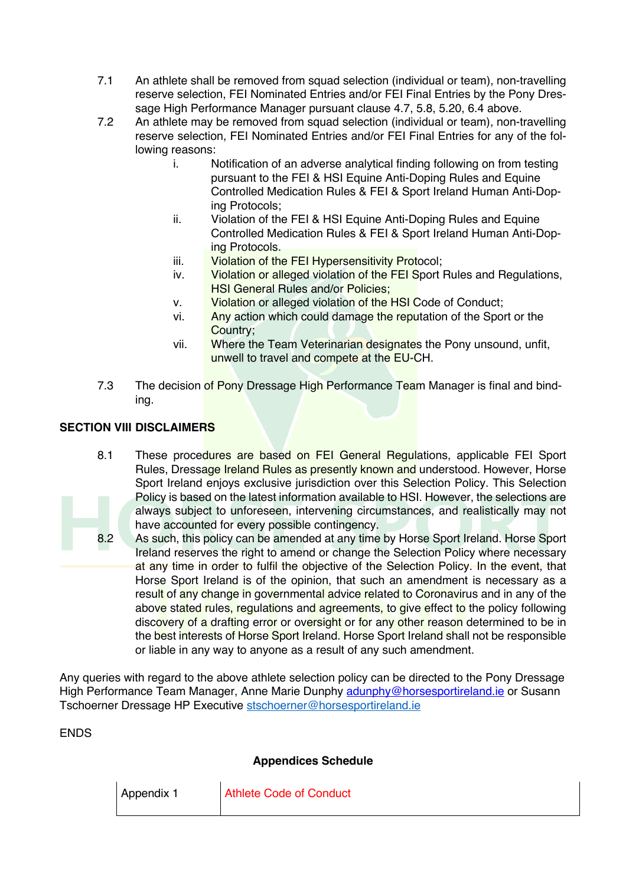7.1 An athlete shall be removed from squad selection (individual or team), non-travelling reserve selection, FEI Nominated Entries and/or FEI Final Entries by the Pony Dressage High Performance Manager pursuant clause 4.7, 5.8, 5.20, 6.4 above.

7.2 An athlete may be removed from squad selection (individual or team), non-travelling reserve selection, FEI Nominated Entries and/or FEI Final Entries for any of the following reasons:

   i. Notification of an adverse analytical finding following on from testing pursuant to the FEI & HSI Equine Anti-Doping Rules and Equine Controlled Medication Rules & FEI & Sport Ireland Human Anti-Doping Protocols;
   ii. Violation of the FEI & HSI Equine Anti-Doping Rules and Equine Controlled Medication Rules & FEI & Sport Ireland Human Anti-Doping Protocols.
   iii. Violation of the FEI Hypersensitivity Protocol;
   iv. Violation or alleged violation of the FEI Sport Rules and Regulations, HSI General Rules and/or Policies;
   v. Violation or alleged violation of the HSI Code of Conduct;
   vi. Any action which could damage the reputation of the Sport or the Country;
   vii. Where the Team Veterinarian designates the Pony unsound, unfit, unwell to travel and compete at the EU-CH.

7.3 The decision of Pony Dressage High Performance Team Manager is final and binding.

## SECTION VIII DISCLAIMERS

8.1 These procedures are based on FEI General Regulations, applicable FEI Sport Rules, Dressage Ireland Rules as presently known and understood. However, Horse Sport Ireland enjoys exclusive jurisdiction over this Selection Policy. This Selection Policy is based on the latest information available to HSI. However, the selections are always subject to unforeseen, intervening circumstances, and realistically may not have accounted for every possible contingency.

8.2 As such, this policy can be amended at any time by Horse Sport Ireland. Horse Sport Ireland reserves the right to amend or change the Selection Policy where necessary at any time in order to fulfil the objective of the Selection Policy. In the event, that Horse Sport Ireland is of the opinion, that such an amendment is necessary as a result of any change in governmental advice related to Coronavirus and in any of the above stated rules, regulations and agreements, to give effect to the policy following discovery of a drafting error or oversight or for any other reason determined to be in the best interests of Horse Sport Ireland. Horse Sport Ireland shall not be responsible or liable in any way to anyone as a result of any such amendment.

Any queries with regard to the above athlete selection policy can be directed to the Pony Dressage High Performance Team Manager, Anne Marie Dunphy adunphy@horsesportireland.ie or Susann Tschoerner Dressage HP Executive stschoerner@horsesportireland.ie

ENDS

**Appendices Schedule**

| Appendix 1 | Athlete Code of Conduct |
|---|---|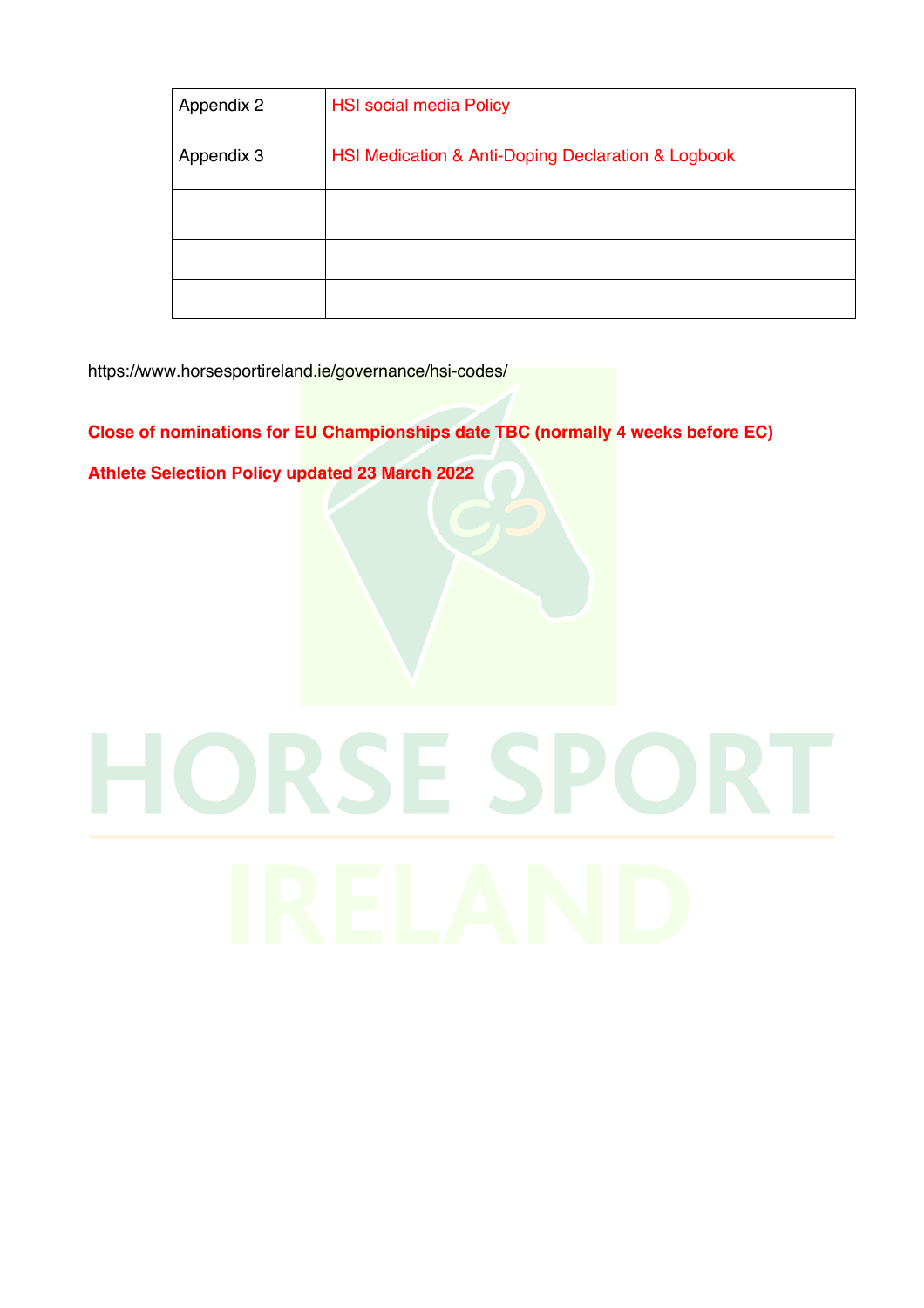| | |
|---|---|
| Appendix 2<br><br>Appendix 3 | HSI social media Policy<br><br>HSI Medication & Anti-Doping Declaration & Logbook |
| | |
| | |
| | |

https://www.horsesportireland.ie/governance/hsi-codes/

**Close of nominations for EU Championships date TBC (normally 4 weeks before EC)**

**Athlete Selection Policy updated 23 March 2022**